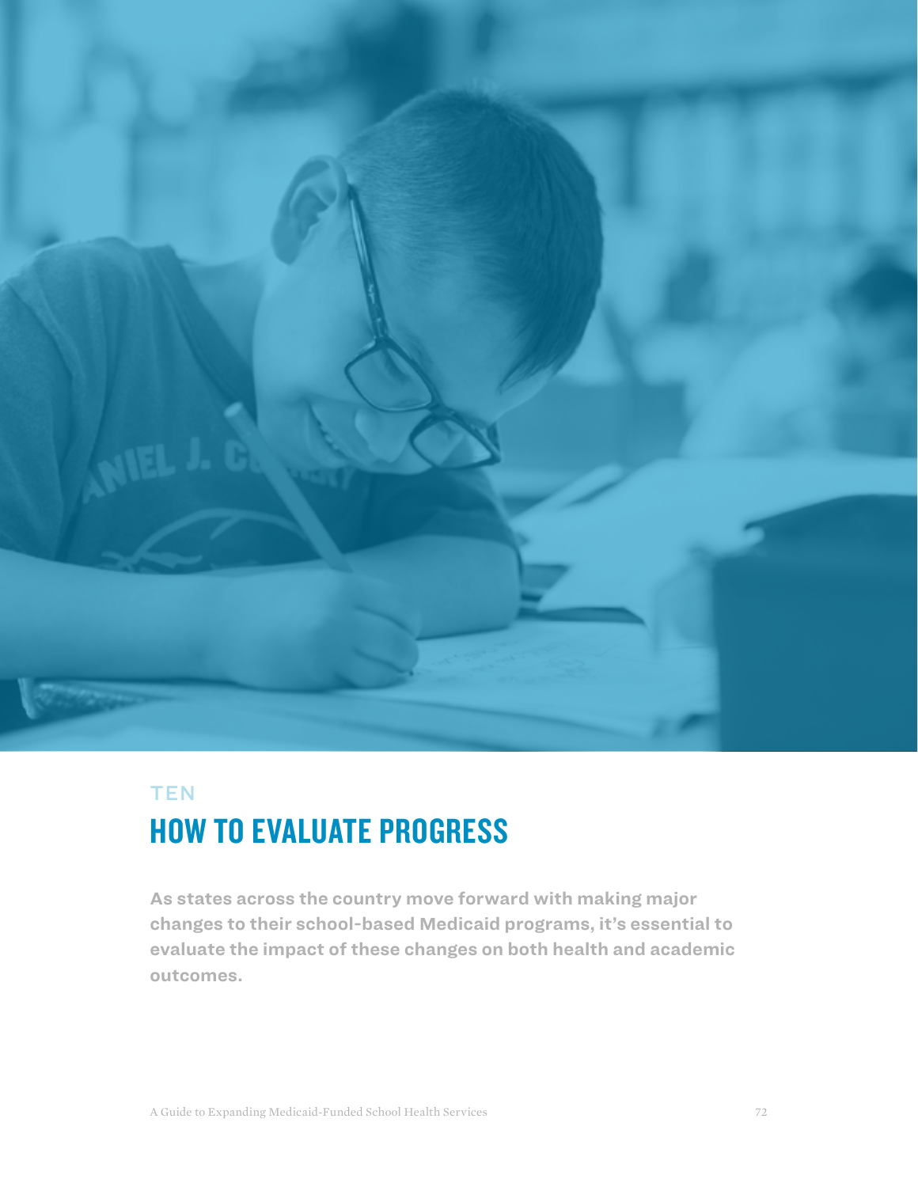TEN

# HOW TO EVALUATE PROGRESS

**As states across the country move forward with making major changes to their school-based Medicaid programs, it's essential to evaluate the impact of these changes on both health and academic outcomes.**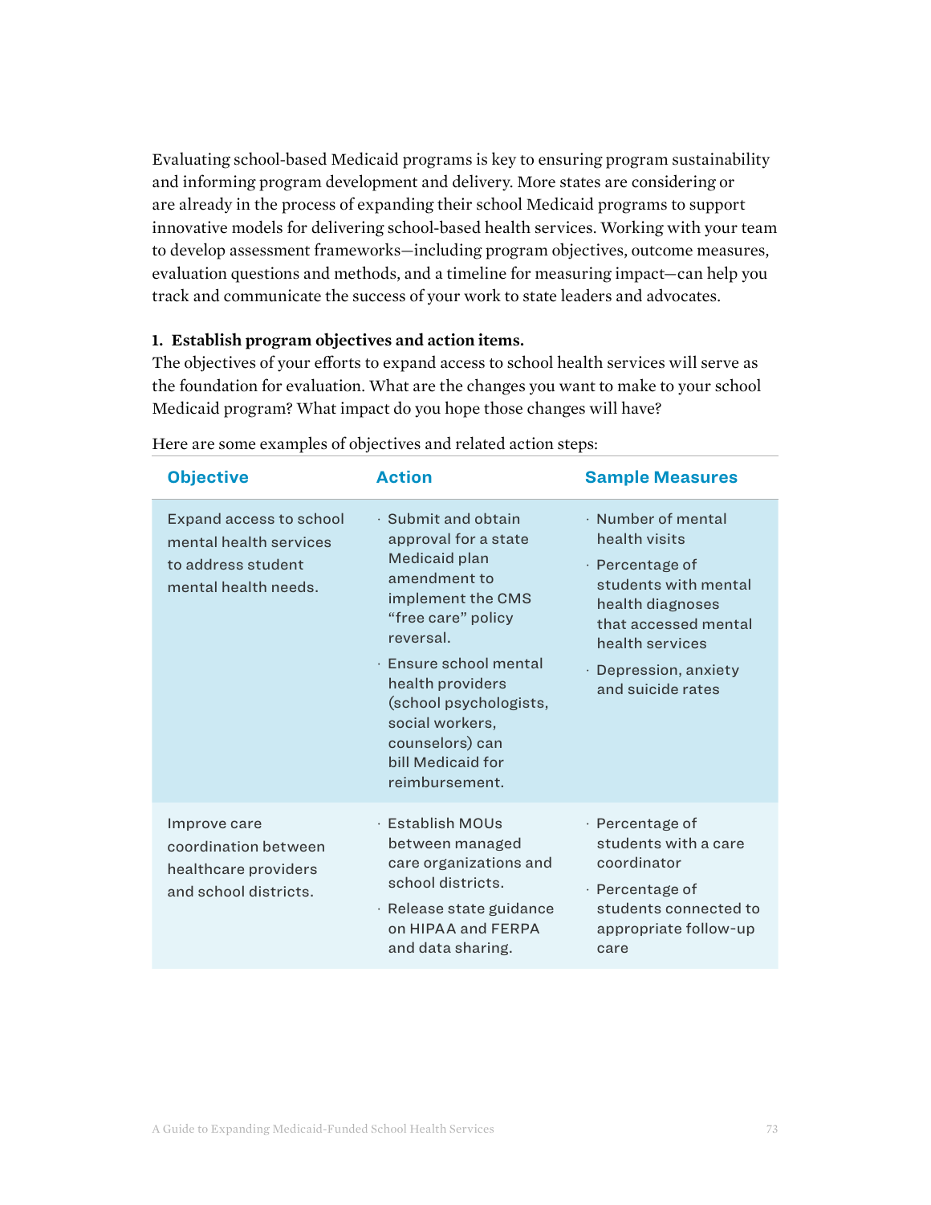Evaluating school-based Medicaid programs is key to ensuring program sustainability and informing program development and delivery. More states are considering or are already in the process of expanding their school Medicaid programs to support innovative models for delivering school-based health services. Working with your team to develop assessment frameworks—including program objectives, outcome measures, evaluation questions and methods, and a timeline for measuring impact—can help you track and communicate the success of your work to state leaders and advocates.

**1. Establish program objectives and action items.**

The objectives of your efforts to expand access to school health services will serve as the foundation for evaluation. What are the changes you want to make to your school Medicaid program? What impact do you hope those changes will have?

Here are some examples of objectives and related action steps:

| Objective | Action | Sample Measures |
| --- | --- | --- |
| Expand access to school mental health services to address student mental health needs. | · Submit and obtain approval for a state Medicaid plan amendment to implement the CMS "free care" policy reversal.<br>· Ensure school mental health providers (school psychologists, social workers, counselors) can bill Medicaid for reimbursement. | · Number of mental health visits<br>· Percentage of students with mental health diagnoses that accessed mental health services<br>· Depression, anxiety and suicide rates |
| Improve care coordination between healthcare providers and school districts. | · Establish MOUs between managed care organizations and school districts.<br>· Release state guidance on HIPAA and FERPA and data sharing. | · Percentage of students with a care coordinator<br>· Percentage of students connected to appropriate follow-up care |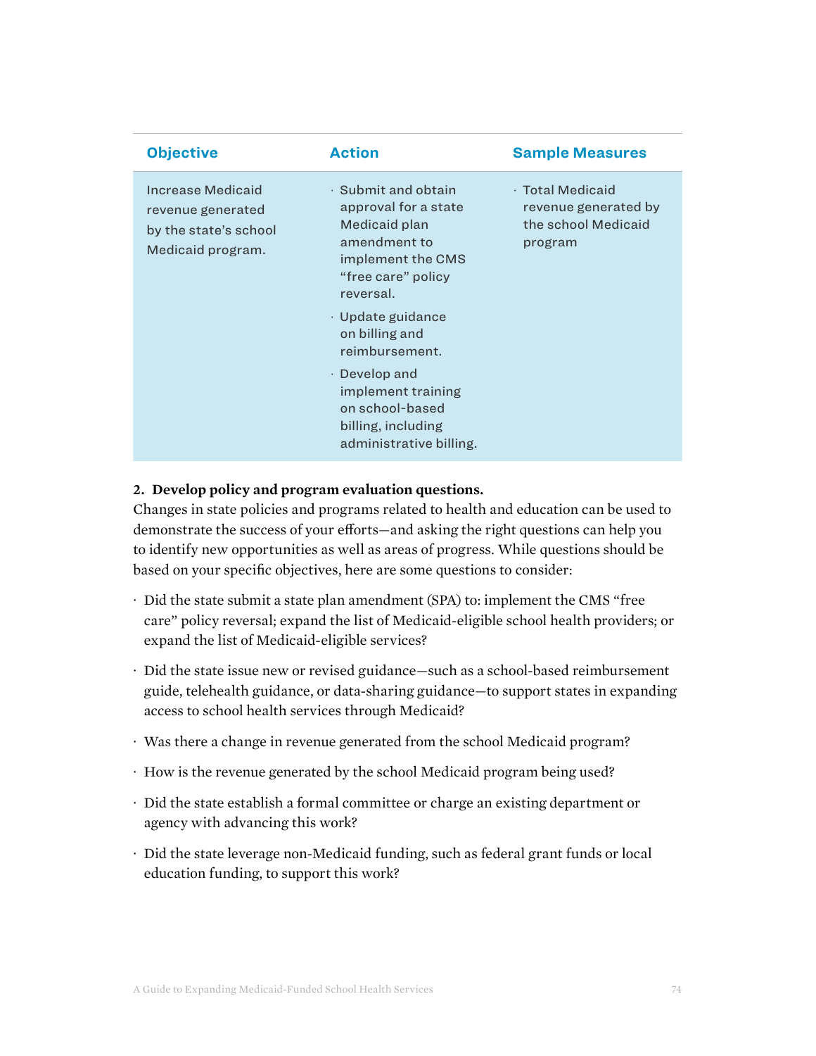| Objective | Action | Sample Measures |
|---|---|---|
| Increase Medicaid revenue generated by the state's school Medicaid program. | · Submit and obtain approval for a state Medicaid plan amendment to implement the CMS "free care" policy reversal.<br>· Update guidance on billing and reimbursement.<br>· Develop and implement training on school-based billing, including administrative billing. | · Total Medicaid revenue generated by the school Medicaid program |

**2. Develop policy and program evaluation questions.**

Changes in state policies and programs related to health and education can be used to demonstrate the success of your efforts—and asking the right questions can help you to identify new opportunities as well as areas of progress. While questions should be based on your specific objectives, here are some questions to consider:

- Did the state submit a state plan amendment (SPA) to: implement the CMS "free care" policy reversal; expand the list of Medicaid-eligible school health providers; or expand the list of Medicaid-eligible services?
- Did the state issue new or revised guidance—such as a school-based reimbursement guide, telehealth guidance, or data-sharing guidance—to support states in expanding access to school health services through Medicaid?
- Was there a change in revenue generated from the school Medicaid program?
- How is the revenue generated by the school Medicaid program being used?
- Did the state establish a formal committee or charge an existing department or agency with advancing this work?
- Did the state leverage non-Medicaid funding, such as federal grant funds or local education funding, to support this work?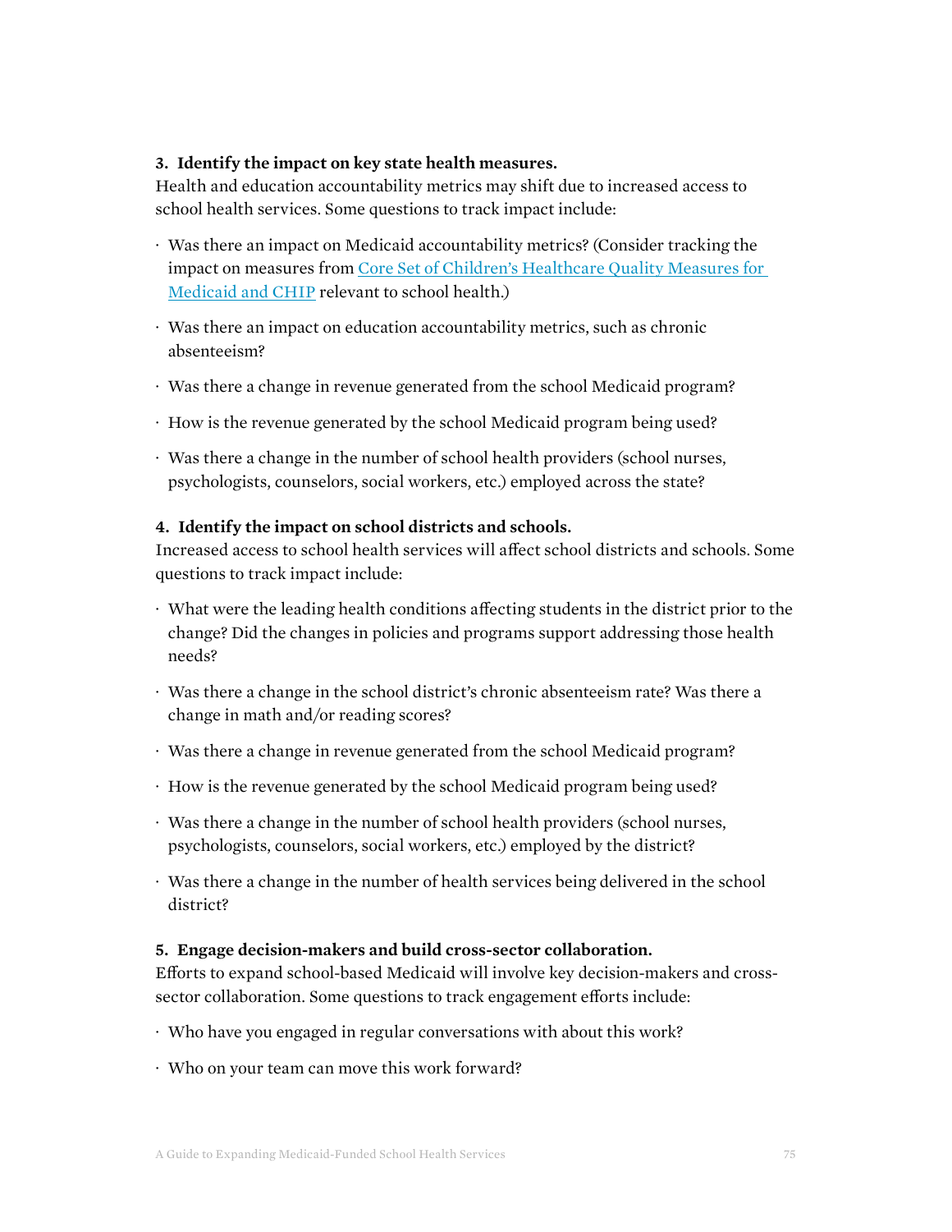**3. Identify the impact on key state health measures.**
Health and education accountability metrics may shift due to increased access to school health services. Some questions to track impact include:

- Was there an impact on Medicaid accountability metrics? (Consider tracking the impact on measures from [Core Set of Children's Healthcare Quality Measures for Medicaid and CHIP]() relevant to school health.)
- Was there an impact on education accountability metrics, such as chronic absenteeism?
- Was there a change in revenue generated from the school Medicaid program?
- How is the revenue generated by the school Medicaid program being used?
- Was there a change in the number of school health providers (school nurses, psychologists, counselors, social workers, etc.) employed across the state?

**4. Identify the impact on school districts and schools.**
Increased access to school health services will affect school districts and schools. Some questions to track impact include:

- What were the leading health conditions affecting students in the district prior to the change? Did the changes in policies and programs support addressing those health needs?
- Was there a change in the school district's chronic absenteeism rate? Was there a change in math and/or reading scores?
- Was there a change in revenue generated from the school Medicaid program?
- How is the revenue generated by the school Medicaid program being used?
- Was there a change in the number of school health providers (school nurses, psychologists, counselors, social workers, etc.) employed by the district?
- Was there a change in the number of health services being delivered in the school district?

**5. Engage decision-makers and build cross-sector collaboration.**
Efforts to expand school-based Medicaid will involve key decision-makers and cross-sector collaboration. Some questions to track engagement efforts include:

- Who have you engaged in regular conversations with about this work?
- Who on your team can move this work forward?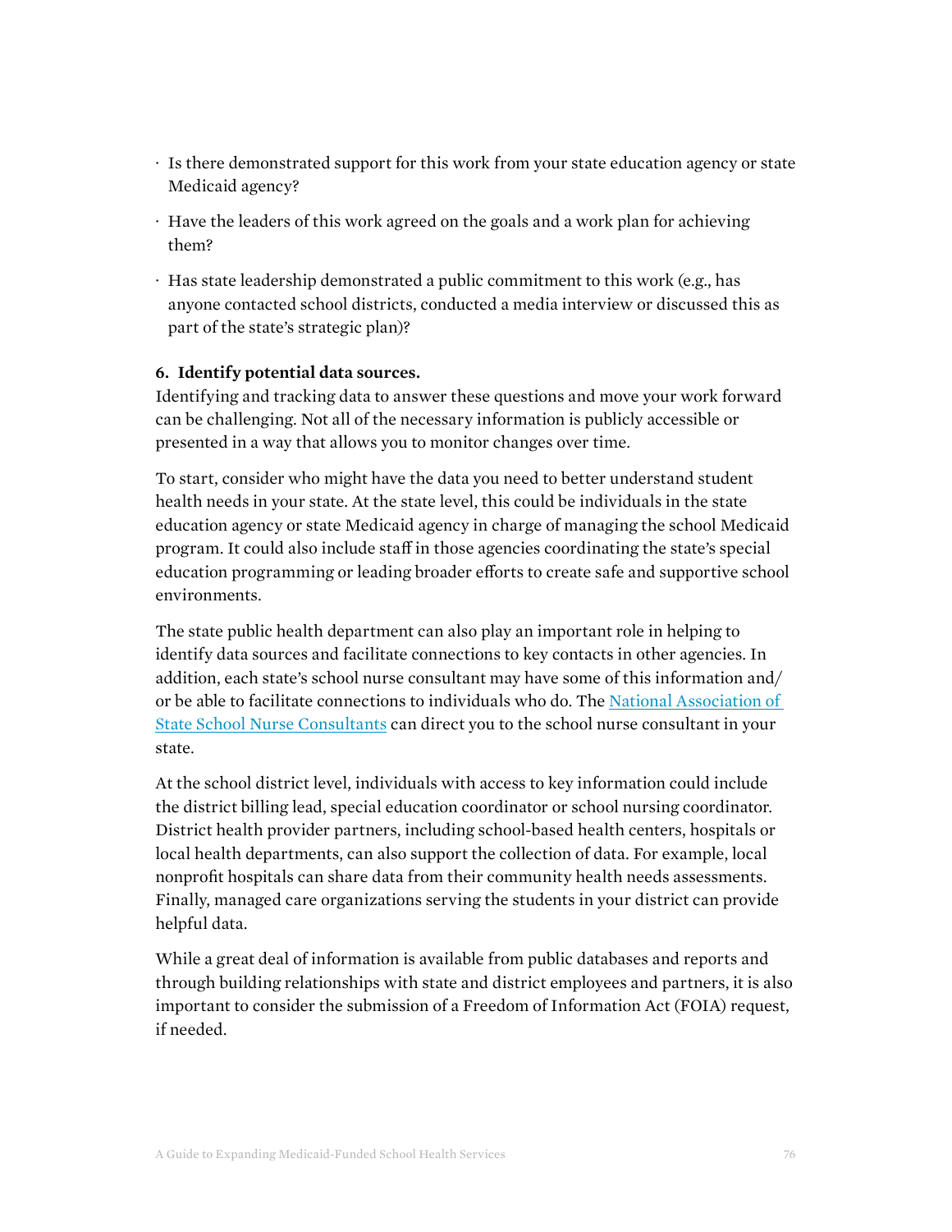- Is there demonstrated support for this work from your state education agency or state Medicaid agency?
- Have the leaders of this work agreed on the goals and a work plan for achieving them?
- Has state leadership demonstrated a public commitment to this work (e.g., has anyone contacted school districts, conducted a media interview or discussed this as part of the state's strategic plan)?

**6. Identify potential data sources.**

Identifying and tracking data to answer these questions and move your work forward can be challenging. Not all of the necessary information is publicly accessible or presented in a way that allows you to monitor changes over time.

To start, consider who might have the data you need to better understand student health needs in your state. At the state level, this could be individuals in the state education agency or state Medicaid agency in charge of managing the school Medicaid program. It could also include staff in those agencies coordinating the state's special education programming or leading broader efforts to create safe and supportive school environments.

The state public health department can also play an important role in helping to identify data sources and facilitate connections to key contacts in other agencies. In addition, each state's school nurse consultant may have some of this information and/or be able to facilitate connections to individuals who do. The National Association of State School Nurse Consultants can direct you to the school nurse consultant in your state.

At the school district level, individuals with access to key information could include the district billing lead, special education coordinator or school nursing coordinator. District health provider partners, including school-based health centers, hospitals or local health departments, can also support the collection of data. For example, local nonprofit hospitals can share data from their community health needs assessments. Finally, managed care organizations serving the students in your district can provide helpful data.

While a great deal of information is available from public databases and reports and through building relationships with state and district employees and partners, it is also important to consider the submission of a Freedom of Information Act (FOIA) request, if needed.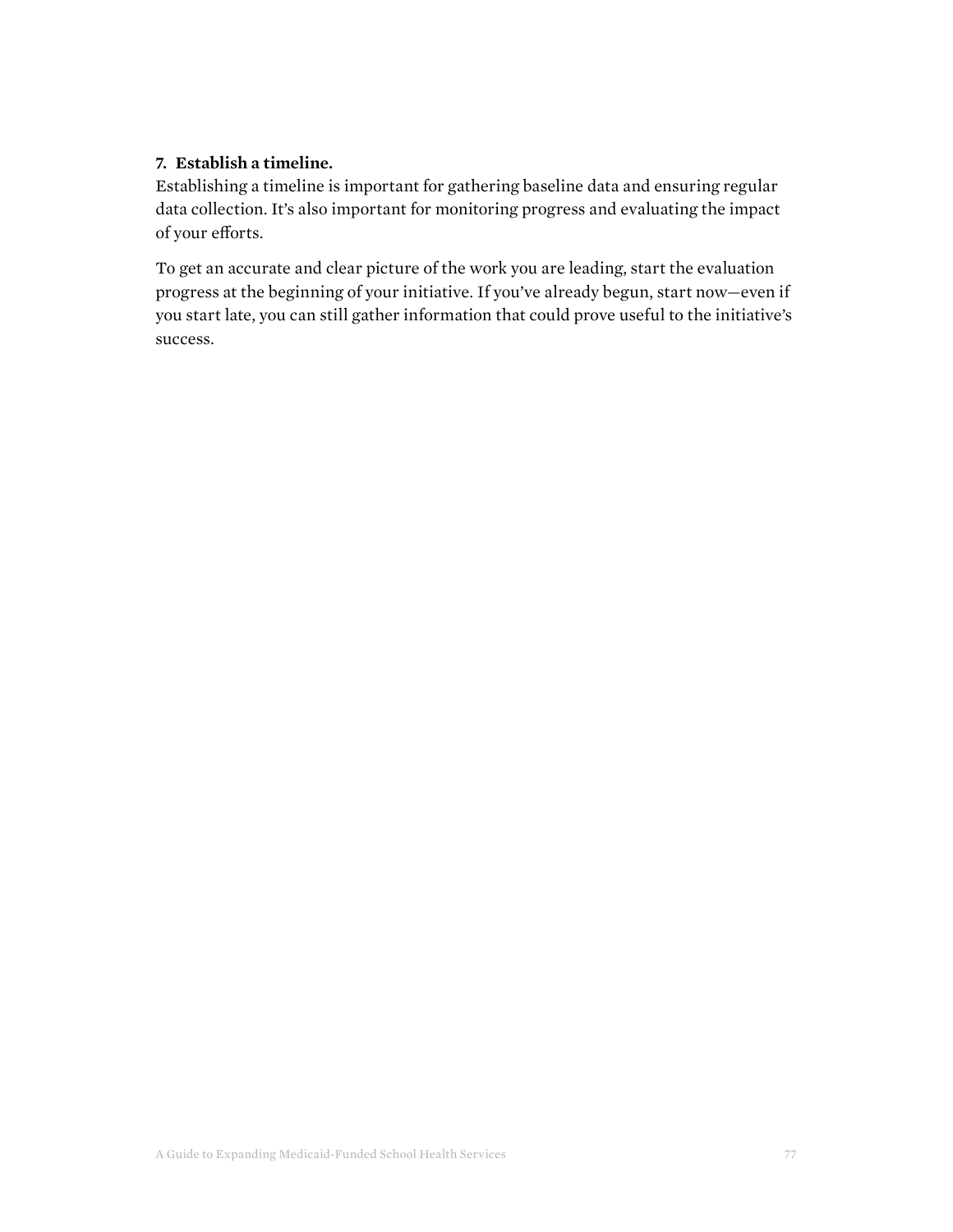**7. Establish a timeline.**

Establishing a timeline is important for gathering baseline data and ensuring regular data collection. It's also important for monitoring progress and evaluating the impact of your efforts.

To get an accurate and clear picture of the work you are leading, start the evaluation progress at the beginning of your initiative. If you've already begun, start now—even if you start late, you can still gather information that could prove useful to the initiative's success.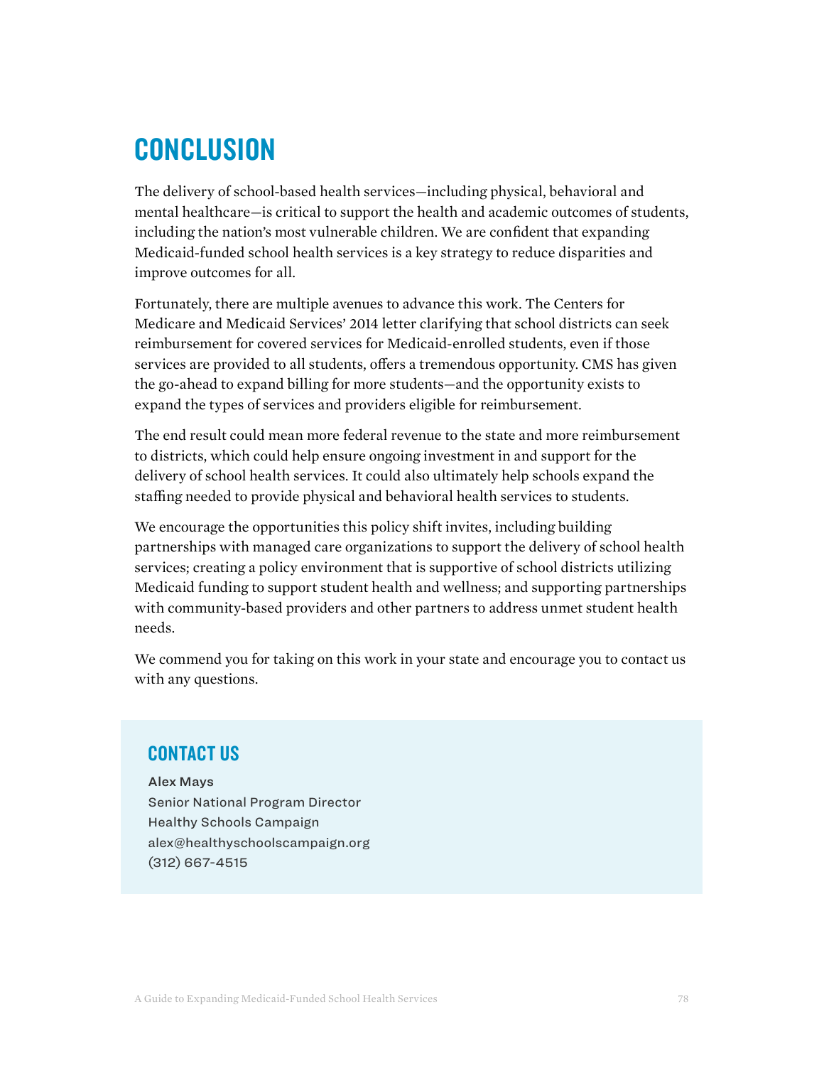# CONCLUSION

The delivery of school-based health services—including physical, behavioral and mental healthcare—is critical to support the health and academic outcomes of students, including the nation's most vulnerable children. We are confident that expanding Medicaid-funded school health services is a key strategy to reduce disparities and improve outcomes for all.

Fortunately, there are multiple avenues to advance this work. The Centers for Medicare and Medicaid Services' 2014 letter clarifying that school districts can seek reimbursement for covered services for Medicaid-enrolled students, even if those services are provided to all students, offers a tremendous opportunity. CMS has given the go-ahead to expand billing for more students—and the opportunity exists to expand the types of services and providers eligible for reimbursement.

The end result could mean more federal revenue to the state and more reimbursement to districts, which could help ensure ongoing investment in and support for the delivery of school health services. It could also ultimately help schools expand the staffing needed to provide physical and behavioral health services to students.

We encourage the opportunities this policy shift invites, including building partnerships with managed care organizations to support the delivery of school health services; creating a policy environment that is supportive of school districts utilizing Medicaid funding to support student health and wellness; and supporting partnerships with community-based providers and other partners to address unmet student health needs.

We commend you for taking on this work in your state and encourage you to contact us with any questions.

## CONTACT US

**Alex Mays**
Senior National Program Director
Healthy Schools Campaign
alex@healthyschoolscampaign.org
(312) 667-4515